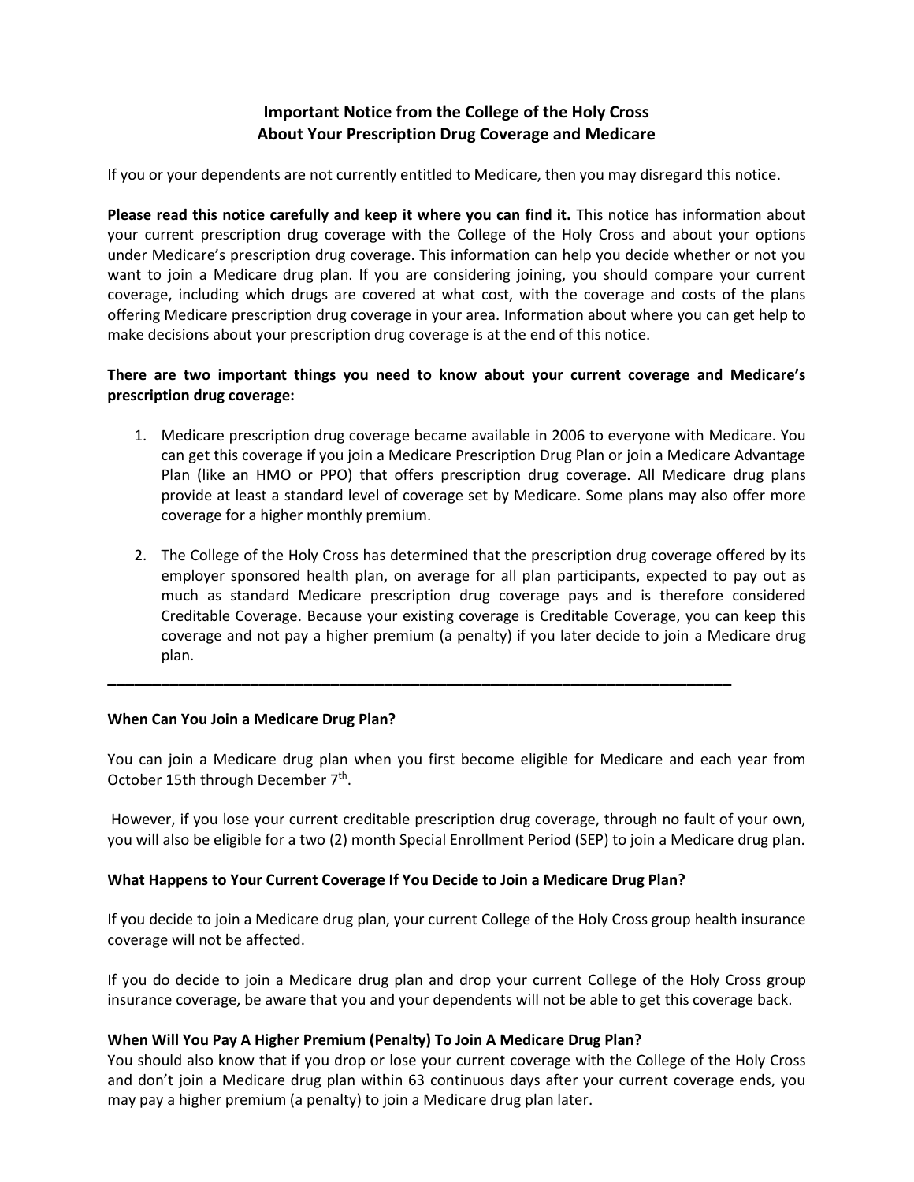**Important Notice from the College of the Holy Cross**
**About Your Prescription Drug Coverage and Medicare**

If you or your dependents are not currently entitled to Medicare, then you may disregard this notice.

**Please read this notice carefully and keep it where you can find it.** This notice has information about your current prescription drug coverage with the College of the Holy Cross and about your options under Medicare's prescription drug coverage. This information can help you decide whether or not you want to join a Medicare drug plan. If you are considering joining, you should compare your current coverage, including which drugs are covered at what cost, with the coverage and costs of the plans offering Medicare prescription drug coverage in your area. Information about where you can get help to make decisions about your prescription drug coverage is at the end of this notice.

**There are two important things you need to know about your current coverage and Medicare's prescription drug coverage:**

1. Medicare prescription drug coverage became available in 2006 to everyone with Medicare. You can get this coverage if you join a Medicare Prescription Drug Plan or join a Medicare Advantage Plan (like an HMO or PPO) that offers prescription drug coverage. All Medicare drug plans provide at least a standard level of coverage set by Medicare. Some plans may also offer more coverage for a higher monthly premium.

2. The College of the Holy Cross has determined that the prescription drug coverage offered by its employer sponsored health plan, on average for all plan participants, expected to pay out as much as standard Medicare prescription drug coverage pays and is therefore considered Creditable Coverage. Because your existing coverage is Creditable Coverage, you can keep this coverage and not pay a higher premium (a penalty) if you later decide to join a Medicare drug plan.

---

**When Can You Join a Medicare Drug Plan?**

You can join a Medicare drug plan when you first become eligible for Medicare and each year from October 15th through December 7th.

However, if you lose your current creditable prescription drug coverage, through no fault of your own, you will also be eligible for a two (2) month Special Enrollment Period (SEP) to join a Medicare drug plan.

**What Happens to Your Current Coverage If You Decide to Join a Medicare Drug Plan?**

If you decide to join a Medicare drug plan, your current College of the Holy Cross group health insurance coverage will not be affected.

If you do decide to join a Medicare drug plan and drop your current College of the Holy Cross group insurance coverage, be aware that you and your dependents will not be able to get this coverage back.

**When Will You Pay A Higher Premium (Penalty) To Join A Medicare Drug Plan?**

You should also know that if you drop or lose your current coverage with the College of the Holy Cross and don't join a Medicare drug plan within 63 continuous days after your current coverage ends, you may pay a higher premium (a penalty) to join a Medicare drug plan later.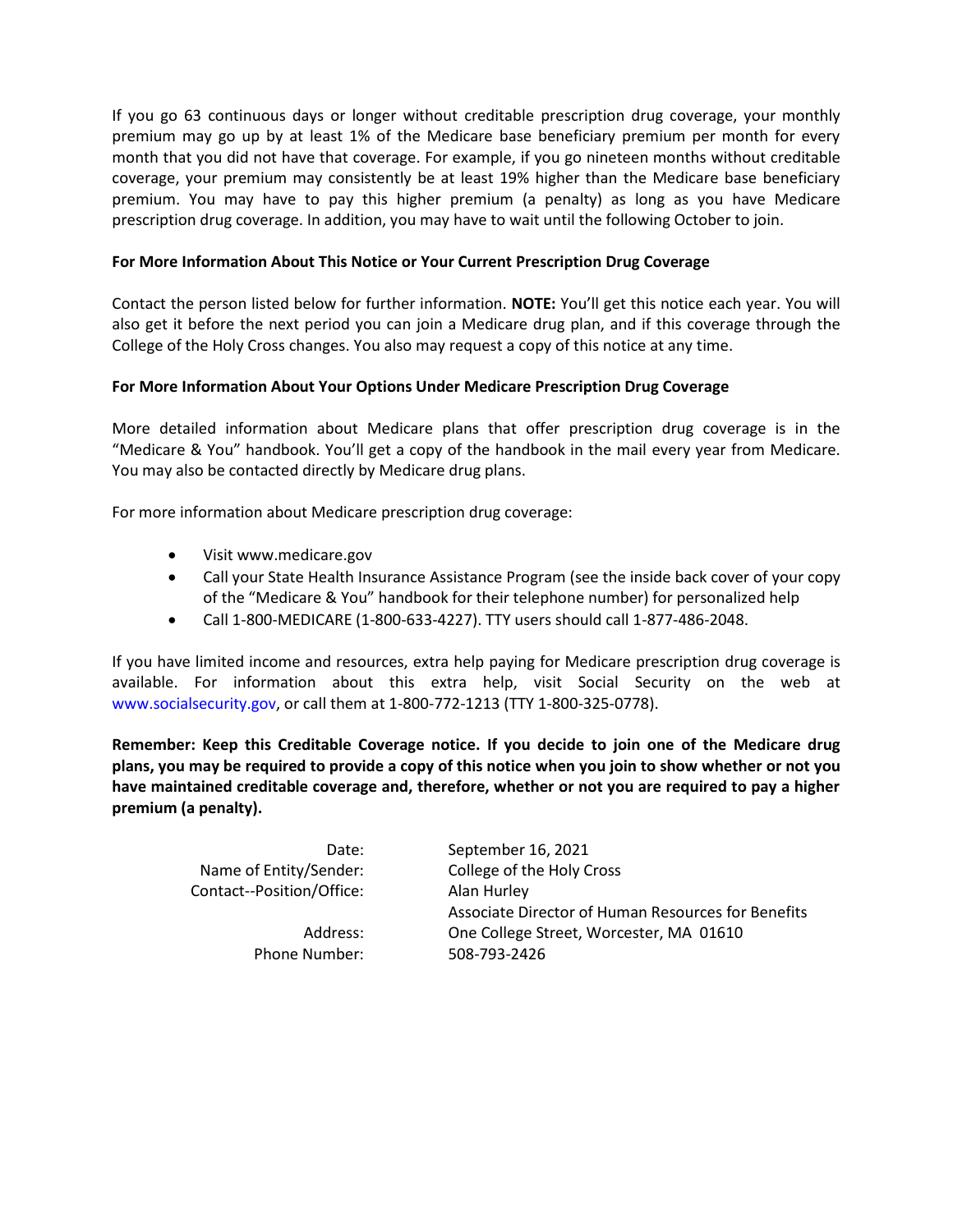If you go 63 continuous days or longer without creditable prescription drug coverage, your monthly premium may go up by at least 1% of the Medicare base beneficiary premium per month for every month that you did not have that coverage. For example, if you go nineteen months without creditable coverage, your premium may consistently be at least 19% higher than the Medicare base beneficiary premium. You may have to pay this higher premium (a penalty) as long as you have Medicare prescription drug coverage. In addition, you may have to wait until the following October to join.

**For More Information About This Notice or Your Current Prescription Drug Coverage**

Contact the person listed below for further information. **NOTE:** You'll get this notice each year. You will also get it before the next period you can join a Medicare drug plan, and if this coverage through the College of the Holy Cross changes. You also may request a copy of this notice at any time.

**For More Information About Your Options Under Medicare Prescription Drug Coverage**

More detailed information about Medicare plans that offer prescription drug coverage is in the "Medicare & You" handbook. You'll get a copy of the handbook in the mail every year from Medicare. You may also be contacted directly by Medicare drug plans.

For more information about Medicare prescription drug coverage:

- Visit www.medicare.gov
- Call your State Health Insurance Assistance Program (see the inside back cover of your copy of the "Medicare & You" handbook for their telephone number) for personalized help
- Call 1-800-MEDICARE (1-800-633-4227). TTY users should call 1-877-486-2048.

If you have limited income and resources, extra help paying for Medicare prescription drug coverage is available. For information about this extra help, visit Social Security on the web at www.socialsecurity.gov, or call them at 1-800-772-1213 (TTY 1-800-325-0778).

**Remember: Keep this Creditable Coverage notice. If you decide to join one of the Medicare drug plans, you may be required to provide a copy of this notice when you join to show whether or not you have maintained creditable coverage and, therefore, whether or not you are required to pay a higher premium (a penalty).**

| | |
|---|---|
| Date: | September 16, 2021 |
| Name of Entity/Sender: | College of the Holy Cross |
| Contact--Position/Office: | Alan Hurley<br>Associate Director of Human Resources for Benefits |
| Address: | One College Street, Worcester, MA 01610 |
| Phone Number: | 508-793-2426 |